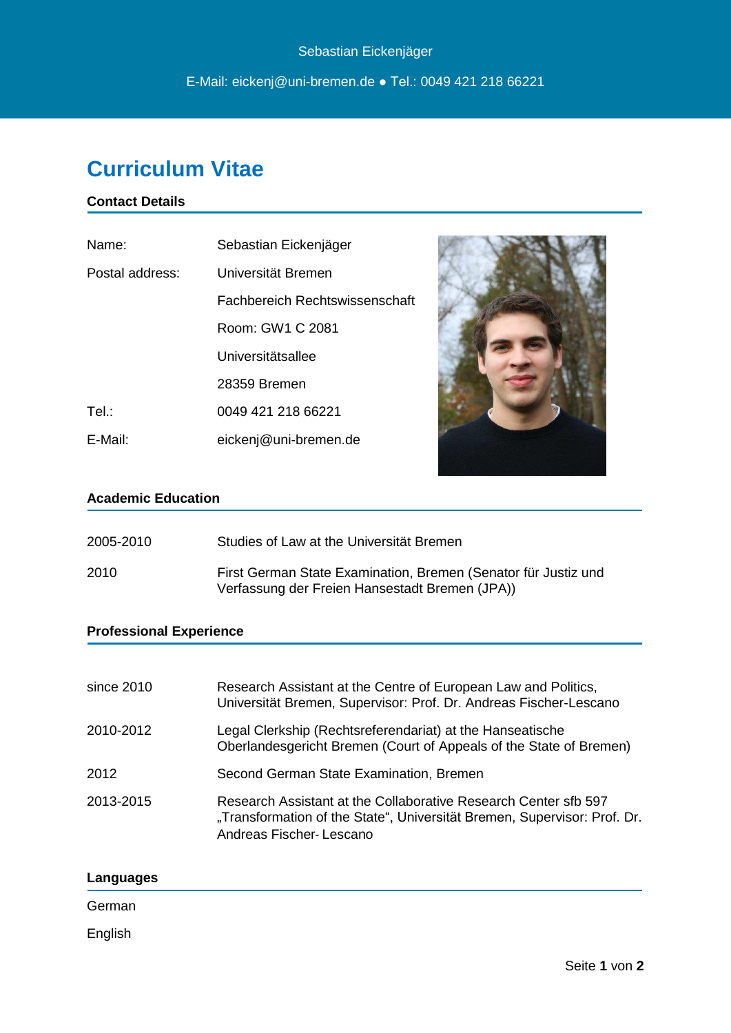Sebastian Eickenjäger

E-Mail: eickenj@uni-bremen.de ● Tel.: 0049 421 218 66221

# Curriculum Vitae

## Contact Details

| | |
|---|---|
| Name: | Sebastian Eickenjäger |
| Postal address: | Universität Bremen |
| | Fachbereich Rechtswissenschaft |
| | Room: GW1 C 2081 |
| | Universitätsallee |
| | 28359 Bremen |
| Tel.: | 0049 421 218 66221 |
| E-Mail: | eickenj@uni-bremen.de |

## Academic Education

| | |
|---|---|
| 2005-2010 | Studies of Law at the Universität Bremen |
| 2010 | First German State Examination, Bremen (Senator für Justiz und Verfassung der Freien Hansestadt Bremen (JPA)) |

## Professional Experience

| | |
|---|---|
| since 2010 | Research Assistant at the Centre of European Law and Politics, Universität Bremen, Supervisor: Prof. Dr. Andreas Fischer-Lescano |
| 2010-2012 | Legal Clerkship (Rechtsreferendariat) at the Hanseatische Oberlandesgericht Bremen (Court of Appeals of the State of Bremen) |
| 2012 | Second German State Examination, Bremen |
| 2013-2015 | Research Assistant at the Collaborative Research Center sfb 597 „Transformation of the State", Universität Bremen, Supervisor: Prof. Dr. Andreas Fischer- Lescano |

## Languages

German

English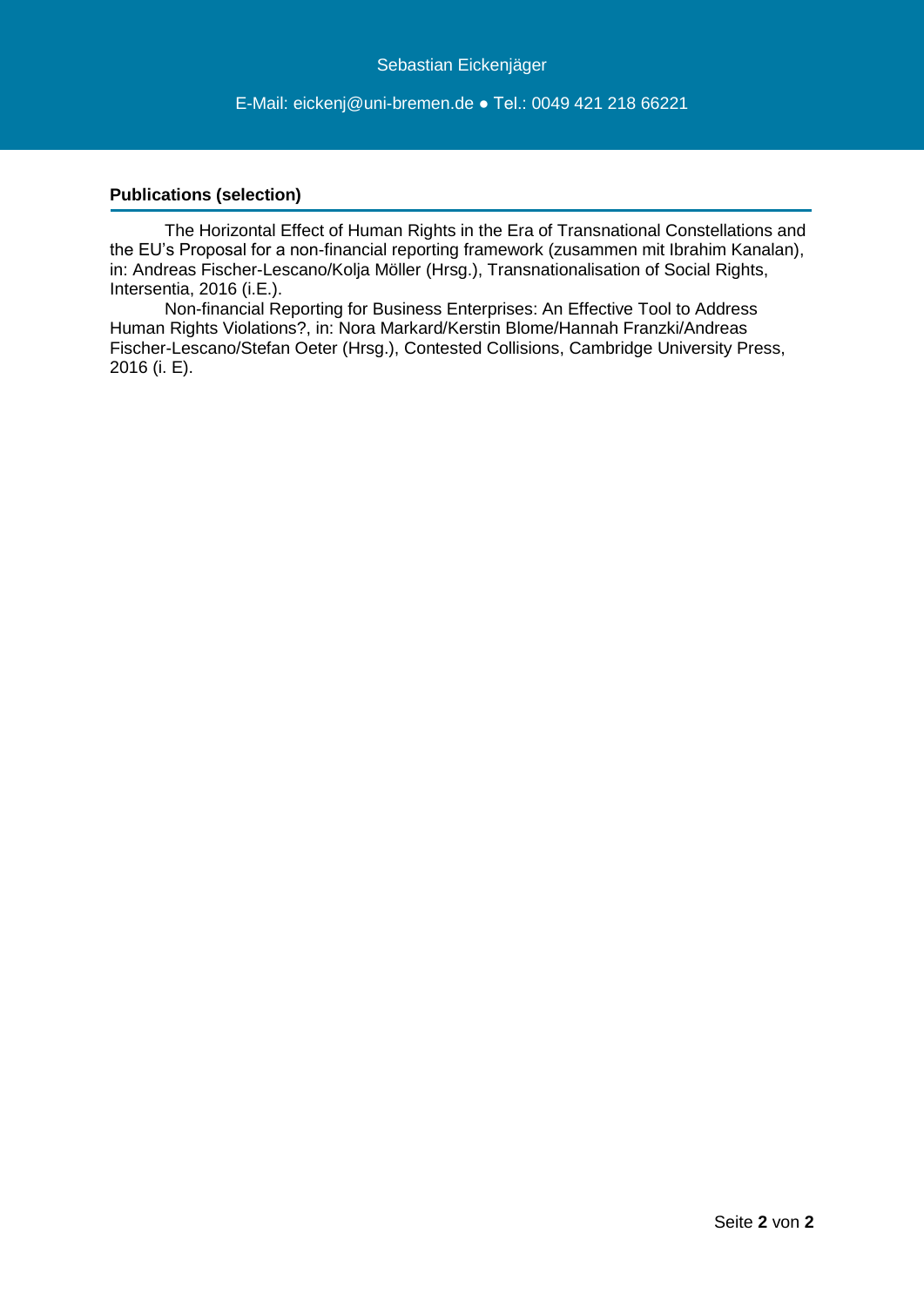**Publications (selection)**

The Horizontal Effect of Human Rights in the Era of Transnational Constellations and the EU's Proposal for a non-financial reporting framework (zusammen mit Ibrahim Kanalan), in: Andreas Fischer-Lescano/Kolja Möller (Hrsg.), Transnationalisation of Social Rights, Intersentia, 2016 (i.E.).

Non-financial Reporting for Business Enterprises: An Effective Tool to Address Human Rights Violations?, in: Nora Markard/Kerstin Blome/Hannah Franzki/Andreas Fischer-Lescano/Stefan Oeter (Hrsg.), Contested Collisions, Cambridge University Press, 2016 (i. E).